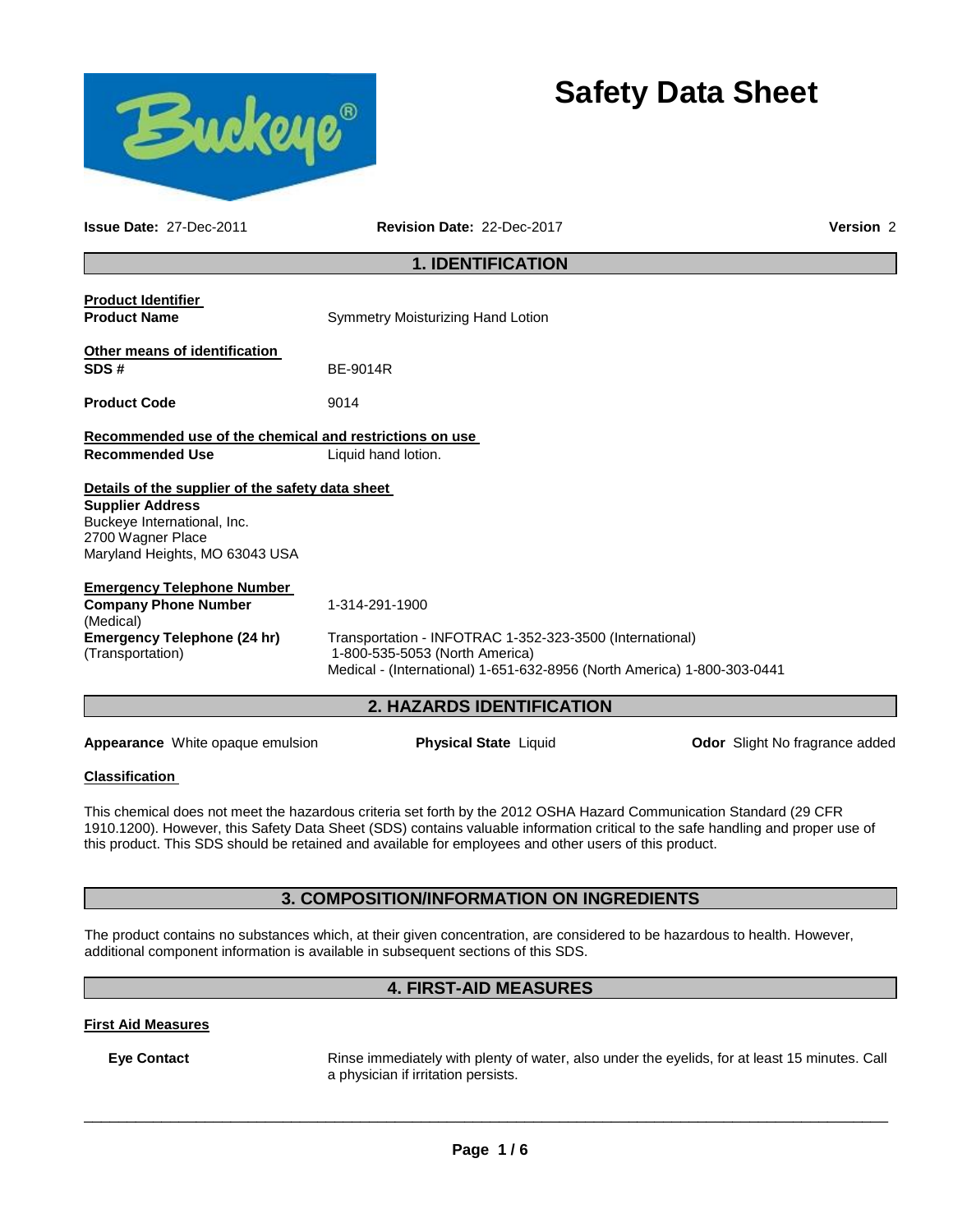# Safety Data Sheet

**Issue Date:** 27-Dec-2011 **Revision Date:** 22-Dec-2017 **Version** 2

## 1. IDENTIFICATION

**Product Identifier**

**Product Name** Symmetry Moisturizing Hand Lotion

**Other means of identification**

**SDS #** BE-9014R

**Product Code** 9014

**Recommended use of the chemical and restrictions on use**

**Recommended Use** Liquid hand lotion.

**Details of the supplier of the safety data sheet**

**Supplier Address**
Buckeye International, Inc.
2700 Wagner Place
Maryland Heights, MO 63043 USA

**Emergency Telephone Number**

**Company Phone Number** (Medical) 1-314-291-1900

**Emergency Telephone (24 hr)** (Transportation) Transportation - INFOTRAC 1-352-323-3500 (International)
1-800-535-5053 (North America)
Medical - (International) 1-651-632-8956 (North America) 1-800-303-0441

## 2. HAZARDS IDENTIFICATION

**Appearance** White opaque emulsion **Physical State** Liquid **Odor** Slight No fragrance added

**Classification**

This chemical does not meet the hazardous criteria set forth by the 2012 OSHA Hazard Communication Standard (29 CFR 1910.1200). However, this Safety Data Sheet (SDS) contains valuable information critical to the safe handling and proper use of this product. This SDS should be retained and available for employees and other users of this product.

## 3. COMPOSITION/INFORMATION ON INGREDIENTS

The product contains no substances which, at their given concentration, are considered to be hazardous to health. However, additional component information is available in subsequent sections of this SDS.

## 4. FIRST-AID MEASURES

**First Aid Measures**

**Eye Contact** Rinse immediately with plenty of water, also under the eyelids, for at least 15 minutes. Call a physician if irritation persists.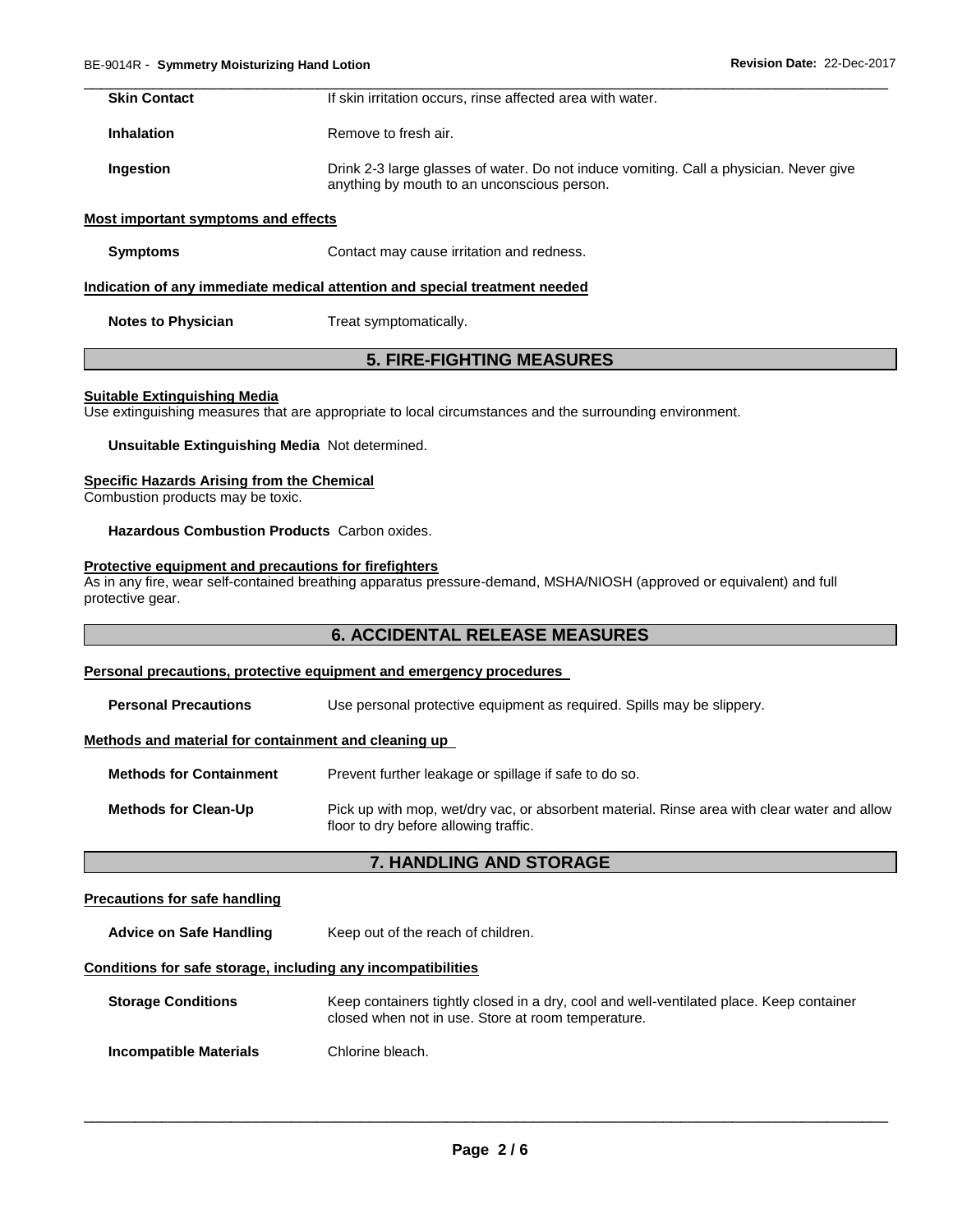| | |
|---|---|
| **Skin Contact** | If skin irritation occurs, rinse affected area with water. |
| **Inhalation** | Remove to fresh air. |
| **Ingestion** | Drink 2-3 large glasses of water. Do not induce vomiting. Call a physician. Never give anything by mouth to an unconscious person. |

**Most important symptoms and effects**

| | |
|---|---|
| **Symptoms** | Contact may cause irritation and redness. |

**Indication of any immediate medical attention and special treatment needed**

| | |
|---|---|
| **Notes to Physician** | Treat symptomatically. |

## 5. FIRE-FIGHTING MEASURES

**Suitable Extinguishing Media**

Use extinguishing measures that are appropriate to local circumstances and the surrounding environment.

**Unsuitable Extinguishing Media** Not determined.

**Specific Hazards Arising from the Chemical**

Combustion products may be toxic.

**Hazardous Combustion Products** Carbon oxides.

**Protective equipment and precautions for firefighters**

As in any fire, wear self-contained breathing apparatus pressure-demand, MSHA/NIOSH (approved or equivalent) and full protective gear.

## 6. ACCIDENTAL RELEASE MEASURES

**Personal precautions, protective equipment and emergency procedures**

| | |
|---|---|
| **Personal Precautions** | Use personal protective equipment as required. Spills may be slippery. |

**Methods and material for containment and cleaning up**

| | |
|---|---|
| **Methods for Containment** | Prevent further leakage or spillage if safe to do so. |
| **Methods for Clean-Up** | Pick up with mop, wet/dry vac, or absorbent material. Rinse area with clear water and allow floor to dry before allowing traffic. |

## 7. HANDLING AND STORAGE

**Precautions for safe handling**

| | |
|---|---|
| **Advice on Safe Handling** | Keep out of the reach of children. |

**Conditions for safe storage, including any incompatibilities**

| | |
|---|---|
| **Storage Conditions** | Keep containers tightly closed in a dry, cool and well-ventilated place. Keep container closed when not in use. Store at room temperature. |
| **Incompatible Materials** | Chlorine bleach. |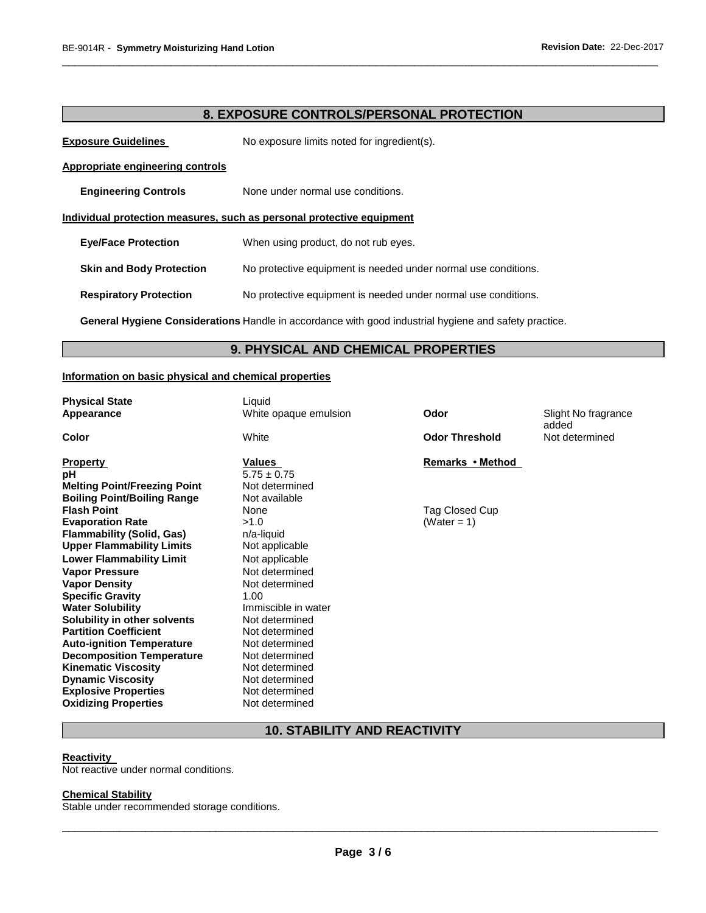## 8. EXPOSURE CONTROLS/PERSONAL PROTECTION

**Exposure Guidelines** No exposure limits noted for ingredient(s).

**Appropriate engineering controls**

**Engineering Controls** None under normal use conditions.

**Individual protection measures, such as personal protective equipment**

**Eye/Face Protection** When using product, do not rub eyes.

**Skin and Body Protection** No protective equipment is needed under normal use conditions.

**Respiratory Protection** No protective equipment is needed under normal use conditions.

**General Hygiene Considerations** Handle in accordance with good industrial hygiene and safety practice.

## 9. PHYSICAL AND CHEMICAL PROPERTIES

**Information on basic physical and chemical properties**

| | | | |
|---|---|---|---|
| **Physical State** | Liquid | | |
| **Appearance** | White opaque emulsion | **Odor** | Slight No fragrance added |
| **Color** | White | **Odor Threshold** | Not determined |

| **Property** | **Values** | **Remarks • Method** |
|---|---|---|
| **pH** | 5.75 ± 0.75 | |
| **Melting Point/Freezing Point** | Not determined | |
| **Boiling Point/Boiling Range** | Not available | |
| **Flash Point** | None | Tag Closed Cup |
| **Evaporation Rate** | >1.0 | (Water = 1) |
| **Flammability (Solid, Gas)** | n/a-liquid | |
| **Upper Flammability Limits** | Not applicable | |
| **Lower Flammability Limit** | Not applicable | |
| **Vapor Pressure** | Not determined | |
| **Vapor Density** | Not determined | |
| **Specific Gravity** | 1.00 | |
| **Water Solubility** | Immiscible in water | |
| **Solubility in other solvents** | Not determined | |
| **Partition Coefficient** | Not determined | |
| **Auto-ignition Temperature** | Not determined | |
| **Decomposition Temperature** | Not determined | |
| **Kinematic Viscosity** | Not determined | |
| **Dynamic Viscosity** | Not determined | |
| **Explosive Properties** | Not determined | |
| **Oxidizing Properties** | Not determined | |

## 10. STABILITY AND REACTIVITY

**Reactivity**

Not reactive under normal conditions.

**Chemical Stability**

Stable under recommended storage conditions.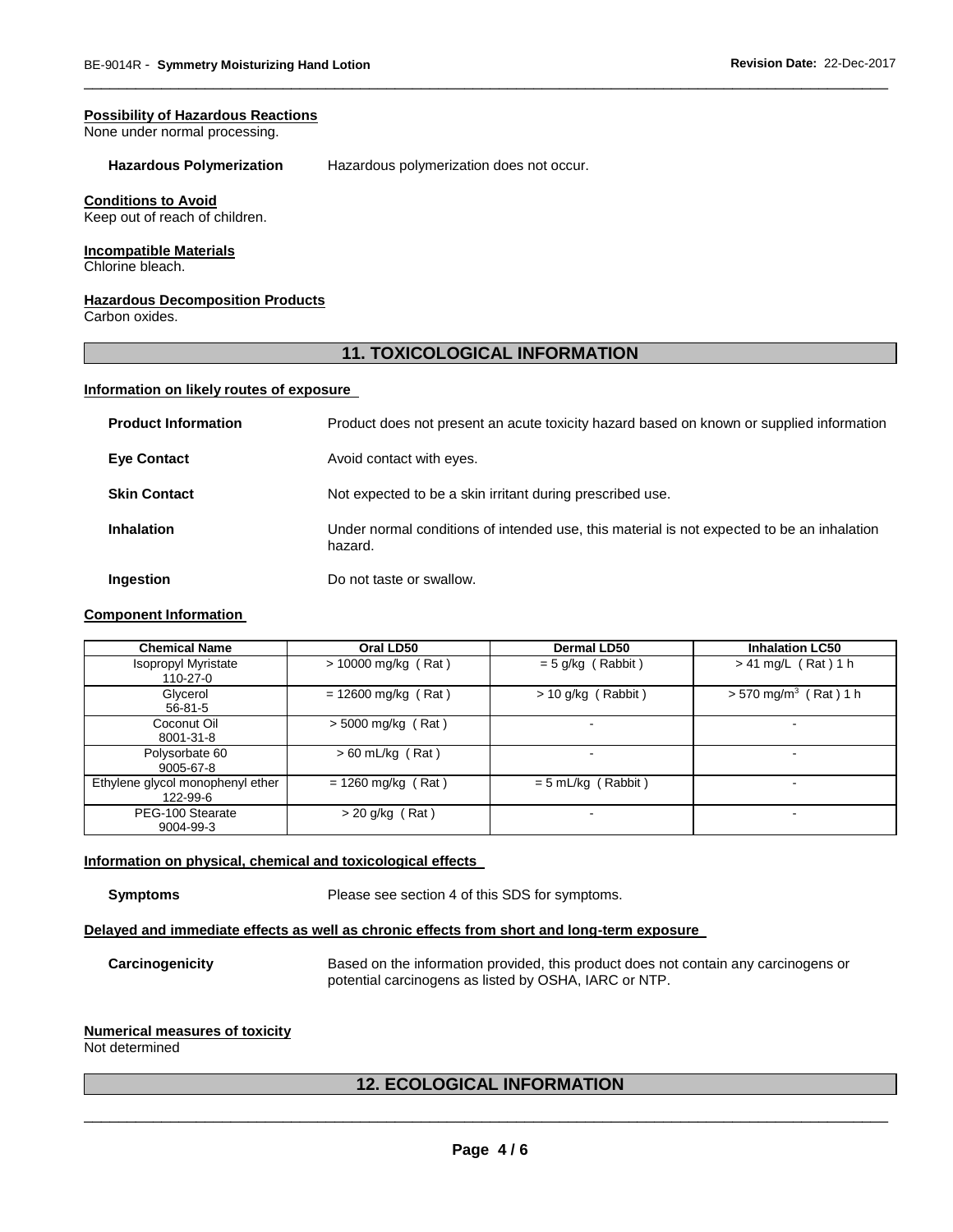**Possibility of Hazardous Reactions**
None under normal processing.

**Hazardous Polymerization** Hazardous polymerization does not occur.

**Conditions to Avoid**
Keep out of reach of children.

**Incompatible Materials**
Chlorine bleach.

**Hazardous Decomposition Products**
Carbon oxides.

## 11. TOXICOLOGICAL INFORMATION

**Information on likely routes of exposure**

**Product Information** Product does not present an acute toxicity hazard based on known or supplied information

**Eye Contact** Avoid contact with eyes.

**Skin Contact** Not expected to be a skin irritant during prescribed use.

**Inhalation** Under normal conditions of intended use, this material is not expected to be an inhalation hazard.

**Ingestion** Do not taste or swallow.

**Component Information**

| Chemical Name | Oral LD50 | Dermal LD50 | Inhalation LC50 |
|---|---|---|---|
| Isopropyl Myristate 110-27-0 | > 10000 mg/kg ( Rat ) | = 5 g/kg ( Rabbit ) | > 41 mg/L ( Rat ) 1 h |
| Glycerol 56-81-5 | = 12600 mg/kg ( Rat ) | > 10 g/kg ( Rabbit ) | > 570 mg/m$^3$ ( Rat ) 1 h |
| Coconut Oil 8001-31-8 | > 5000 mg/kg ( Rat ) | - | - |
| Polysorbate 60 9005-67-8 | > 60 mL/kg ( Rat ) | - | - |
| Ethylene glycol monophenyl ether 122-99-6 | = 1260 mg/kg ( Rat ) | = 5 mL/kg ( Rabbit ) | - |
| PEG-100 Stearate 9004-99-3 | > 20 g/kg ( Rat ) | - | - |

**Information on physical, chemical and toxicological effects**

**Symptoms** Please see section 4 of this SDS for symptoms.

**Delayed and immediate effects as well as chronic effects from short and long-term exposure**

**Carcinogenicity** Based on the information provided, this product does not contain any carcinogens or potential carcinogens as listed by OSHA, IARC or NTP.

**Numerical measures of toxicity**
Not determined

## 12. ECOLOGICAL INFORMATION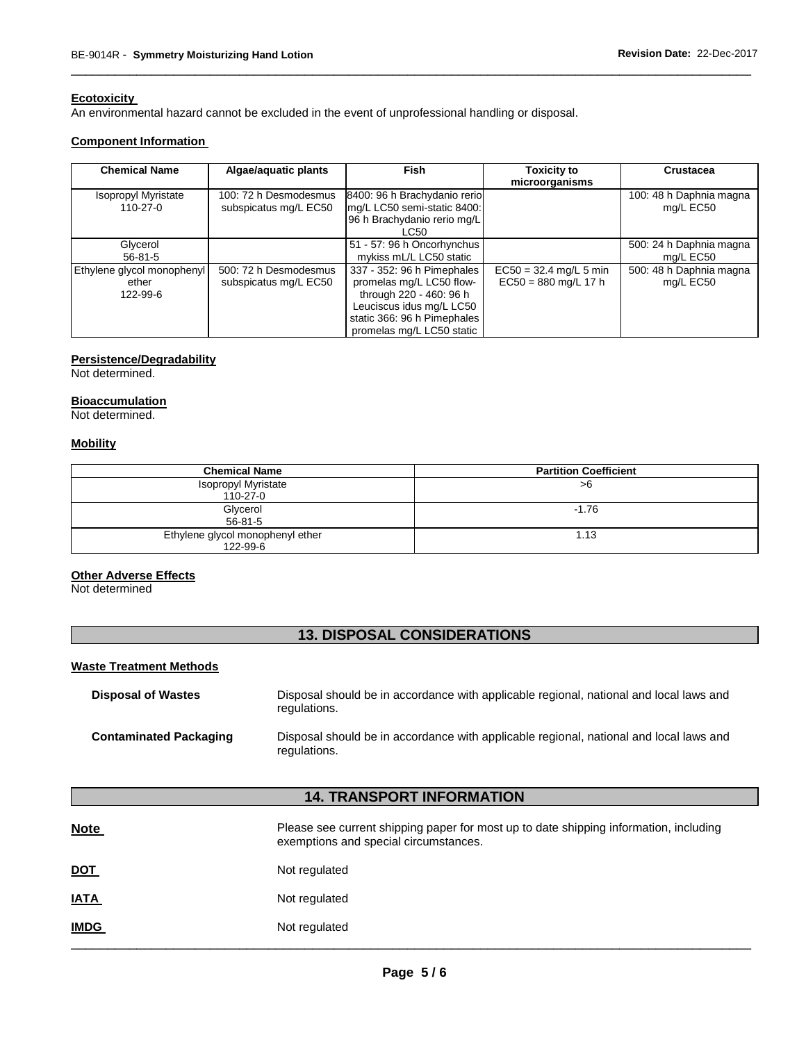#### Ecotoxicity

An environmental hazard cannot be excluded in the event of unprofessional handling or disposal.

#### Component Information

| Chemical Name | Algae/aquatic plants | Fish | Toxicity to microorganisms | Crustacea |
|---|---|---|---|---|
| Isopropyl Myristate 110-27-0 | 100: 72 h Desmodesmus subspicatus mg/L EC50 | 8400: 96 h Brachydanio rerio mg/L LC50 semi-static 8400: 96 h Brachydanio rerio mg/L LC50 | | 100: 48 h Daphnia magna mg/L EC50 |
| Glycerol 56-81-5 | | 51 - 57: 96 h Oncorhynchus mykiss mL/L LC50 static | | 500: 24 h Daphnia magna mg/L EC50 |
| Ethylene glycol monophenyl ether 122-99-6 | 500: 72 h Desmodesmus subspicatus mg/L EC50 | 337 - 352: 96 h Pimephales promelas mg/L LC50 flow-through 220 - 460: 96 h Leuciscus idus mg/L LC50 static 366: 96 h Pimephales promelas mg/L LC50 static | EC50 = 32.4 mg/L 5 min EC50 = 880 mg/L 17 h | 500: 48 h Daphnia magna mg/L EC50 |

#### Persistence/Degradability

Not determined.

#### Bioaccumulation

Not determined.

#### Mobility

| Chemical Name | Partition Coefficient |
|---|---|
| Isopropyl Myristate 110-27-0 | >6 |
| Glycerol 56-81-5 | -1.76 |
| Ethylene glycol monophenyl ether 122-99-6 | 1.13 |

#### Other Adverse Effects

Not determined

## 13. DISPOSAL CONSIDERATIONS

#### Waste Treatment Methods

**Disposal of Wastes**: Disposal should be in accordance with applicable regional, national and local laws and regulations.

**Contaminated Packaging**: Disposal should be in accordance with applicable regional, national and local laws and regulations.

## 14. TRANSPORT INFORMATION

**Note**: Please see current shipping paper for most up to date shipping information, including exemptions and special circumstances.

**DOT**: Not regulated

**IATA**: Not regulated

**IMDG**: Not regulated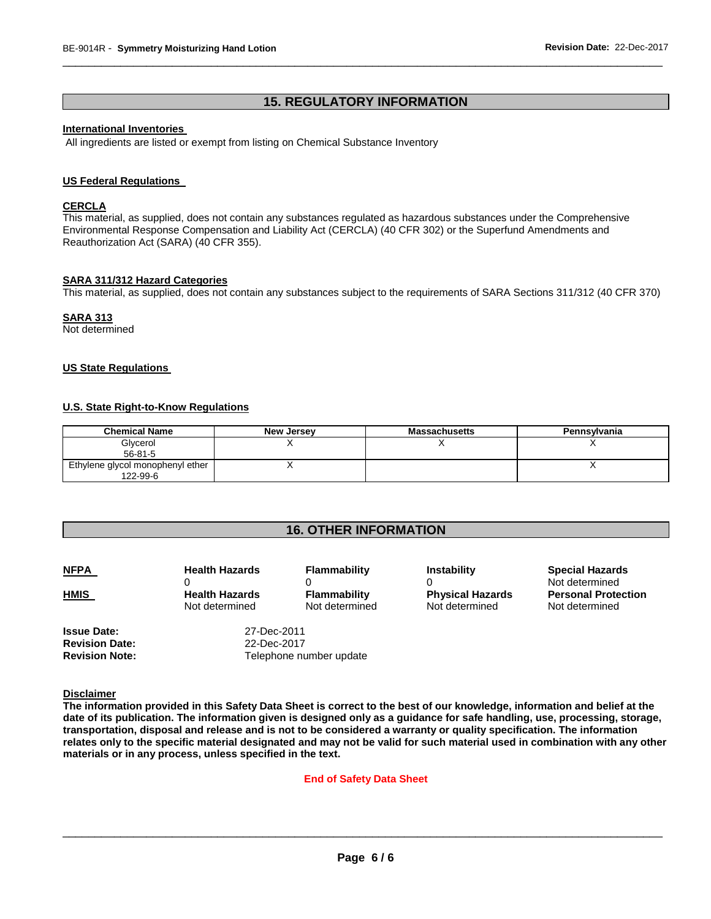## 15. REGULATORY INFORMATION

**International Inventories**

All ingredients are listed or exempt from listing on Chemical Substance Inventory

**US Federal Regulations**

**CERCLA**

This material, as supplied, does not contain any substances regulated as hazardous substances under the Comprehensive Environmental Response Compensation and Liability Act (CERCLA) (40 CFR 302) or the Superfund Amendments and Reauthorization Act (SARA) (40 CFR 355).

**SARA 311/312 Hazard Categories**

This material, as supplied, does not contain any substances subject to the requirements of SARA Sections 311/312 (40 CFR 370)

**SARA 313**

Not determined

**US State Regulations**

**U.S. State Right-to-Know Regulations**

| Chemical Name | New Jersey | Massachusetts | Pennsylvania |
|---|---|---|---|
| Glycerol<br>56-81-5 | X | X | X |
| Ethylene glycol monophenyl ether<br>122-99-6 | X | | X |

## 16. OTHER INFORMATION

| | | | | |
|---|---|---|---|---|
| **NFPA** | **Health Hazards**<br>0 | **Flammability**<br>0 | **Instability**<br>0 | **Special Hazards**<br>Not determined |
| **HMIS** | **Health Hazards**<br>Not determined | **Flammability**<br>Not determined | **Physical Hazards**<br>Not determined | **Personal Protection**<br>Not determined |

**Issue Date:** 27-Dec-2011
**Revision Date:** 22-Dec-2017
**Revision Note:** Telephone number update

**Disclaimer**

**The information provided in this Safety Data Sheet is correct to the best of our knowledge, information and belief at the date of its publication. The information given is designed only as a guidance for safe handling, use, processing, storage, transportation, disposal and release and is not to be considered a warranty or quality specification. The information relates only to the specific material designated and may not be valid for such material used in combination with any other materials or in any process, unless specified in the text.**

**End of Safety Data Sheet**